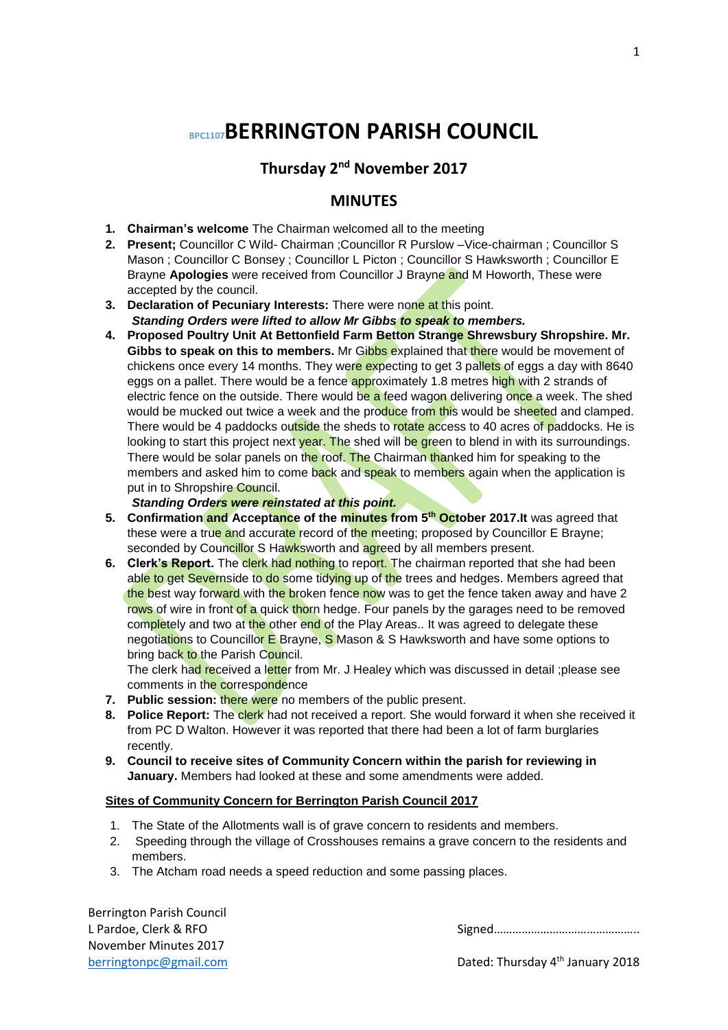# BPC1107 BERRINGTON PARISH COUNCIL

## Thursday 2nd November 2017

## MINUTES

1. **Chairman's welcome** The Chairman welcomed all to the meeting
2. **Present;** Councillor C Wild- Chairman ;Councillor R Purslow –Vice-chairman ; Councillor S Mason ; Councillor C Bonsey ; Councillor L Picton ; Councillor S Hawksworth ; Councillor E Brayne **Apologies** were received from Councillor J Brayne and M Howorth, These were accepted by the council.
3. **Declaration of Pecuniary Interests:** There were none at this point.
   ***Standing Orders were lifted to allow Mr Gibbs to speak to members.***
4. **Proposed Poultry Unit At Bettonfield Farm Betton Strange Shrewsbury Shropshire. Mr. Gibbs to speak on this to members.** Mr Gibbs explained that there would be movement of chickens once every 14 months. They were expecting to get 3 pallets of eggs a day with 8640 eggs on a pallet. There would be a fence approximately 1.8 metres high with 2 strands of electric fence on the outside. There would be a feed wagon delivering once a week. The shed would be mucked out twice a week and the produce from this would be sheeted and clamped. There would be 4 paddocks outside the sheds to rotate access to 40 acres of paddocks. He is looking to start this project next year. The shed will be green to blend in with its surroundings. There would be solar panels on the roof. The Chairman thanked him for speaking to the members and asked him to come back and speak to members again when the application is put in to Shropshire Council.
   ***Standing Orders were reinstated at this point.***
5. **Confirmation and Acceptance of the minutes from 5th October 2017.It** was agreed that these were a true and accurate record of the meeting; proposed by Councillor E Brayne; seconded by Councillor S Hawkesworth and agreed by all members present.
6. **Clerk's Report.** The clerk had nothing to report. The chairman reported that she had been able to get Severnside to do some tidying up of the trees and hedges. Members agreed that the best way forward with the broken fence now was to get the fence taken away and have 2 rows of wire in front of a quick thorn hedge. Four panels by the garages need to be removed completely and two at the other end of the Play Areas.. It was agreed to delegate these negotiations to Councillor E Brayne, S Mason & S Hawksworth and have some options to bring back to the Parish Council.
   The clerk had received a letter from Mr. J Healey which was discussed in detail ;please see comments in the correspondence
7. **Public session:** there were no members of the public present.
8. **Police Report:** The clerk had not received a report. She would forward it when she received it from PC D Walton. However it was reported that there had been a lot of farm burglaries recently.
9. **Council to receive sites of Community Concern within the parish for reviewing in January.** Members had looked at these and some amendments were added.

**Sites of Community Concern for Berrington Parish Council 2017**

1. The State of the Allotments wall is of grave concern to residents and members.
2. Speeding through the village of Crosshouses remains a grave concern to the residents and members.
3. The Atcham road needs a speed reduction and some passing places.

Berrington Parish Council
L Pardoe, Clerk & RFO
November Minutes 2017
berringtonpc@gmail.com

Signed……………………………………….

Dated: Thursday 4th January 2018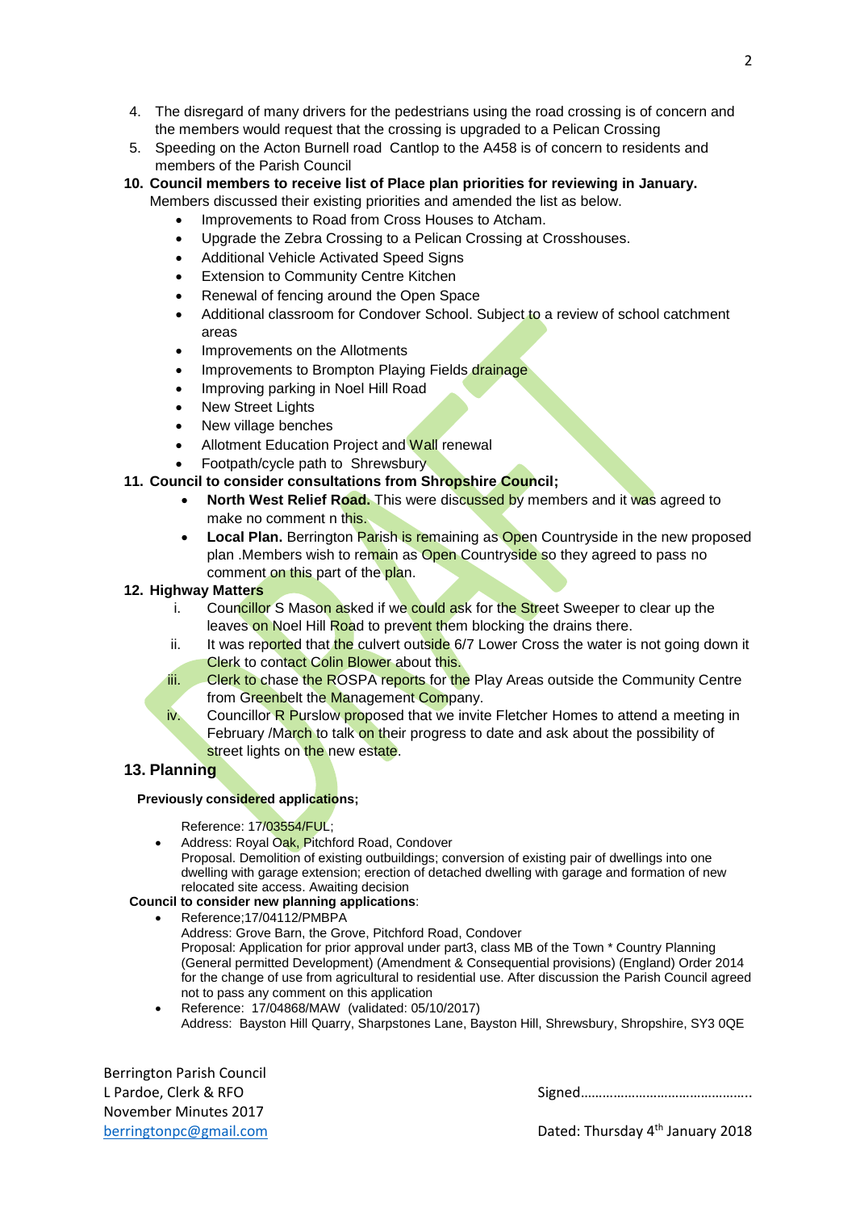4. The disregard of many drivers for the pedestrians using the road crossing is of concern and the members would request that the crossing is upgraded to a Pelican Crossing
5. Speeding on the Acton Burnell road Cantlop to the A458 is of concern to residents and members of the Parish Council

**10. Council members to receive list of Place plan priorities for reviewing in January.**
Members discussed their existing priorities and amended the list as below.

- Improvements to Road from Cross Houses to Atcham.
- Upgrade the Zebra Crossing to a Pelican Crossing at Crosshouses.
- Additional Vehicle Activated Speed Signs
- Extension to Community Centre Kitchen
- Renewal of fencing around the Open Space
- Additional classroom for Condover School. Subject to a review of school catchment areas
- Improvements on the Allotments
- Improvements to Brompton Playing Fields drainage
- Improving parking in Noel Hill Road
- New Street Lights
- New village benches
- Allotment Education Project and Wall renewal
- Footpath/cycle path to Shrewsbury

**11. Council to consider consultations from Shropshire Council;**

- **North West Relief Road.** This were discussed by members and it was agreed to make no comment n this.
- **Local Plan.** Berrington Parish is remaining as Open Countryside in the new proposed plan .Members wish to remain as Open Countryside so they agreed to pass no comment on this part of the plan.

**12. Highway Matters**

i. Councillor S Mason asked if we could ask for the Street Sweeper to clear up the leaves on Noel Hill Road to prevent them blocking the drains there.
ii. It was reported that the culvert outside 6/7 Lower Cross the water is not going down it Clerk to contact Colin Blower about this.
iii. Clerk to chase the ROSPA reports for the Play Areas outside the Community Centre from Greenbelt the Management Company.
iv. Councillor R Purslow proposed that we invite Fletcher Homes to attend a meeting in February /March to talk on their progress to date and ask about the possibility of street lights on the new estate.

## 13. Planning

**Previously considered applications;**

Reference: 17/03554/FUL;

- Address: Royal Oak, Pitchford Road, Condover
  Proposal. Demolition of existing outbuildings; conversion of existing pair of dwellings into one dwelling with garage extension; erection of detached dwelling with garage and formation of new relocated site access. Awaiting decision

**Council to consider new planning applications**:

- Reference;17/04112/PMBPA
  Address: Grove Barn, the Grove, Pitchford Road, Condover
  Proposal: Application for prior approval under part3, class MB of the Town * Country Planning (General permitted Development) (Amendment & Consequential provisions) (England) Order 2014 for the change of use from agricultural to residential use. After discussion the Parish Council agreed not to pass any comment on this application
- Reference: 17/04868/MAW (validated: 05/10/2017)
  Address: Bayston Hill Quarry, Sharpstones Lane, Bayston Hill, Shrewsbury, Shropshire, SY3 0QE

Berrington Parish Council
L Pardoe, Clerk & RFO
November Minutes 2017
berringtonpc@gmail.com

Signed……………………………………….

Dated: Thursday 4th January 2018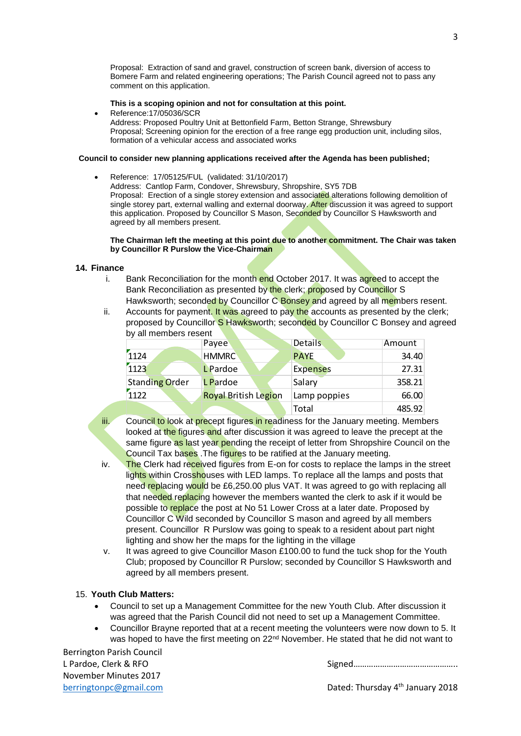Proposal: Extraction of sand and gravel, construction of screen bank, diversion of access to Bomere Farm and related engineering operations; The Parish Council agreed not to pass any comment on this application.

**This is a scoping opinion and not for consultation at this point.**

- Reference:17/05036/SCR
  Address: Proposed Poultry Unit at Bettonfield Farm, Betton Strange, Shrewsbury
  Proposal; Screening opinion for the erection of a free range egg production unit, including silos, formation of a vehicular access and associated works

**Council to consider new planning applications received after the Agenda has been published;**

- Reference: 17/05125/FUL (validated: 31/10/2017)
  Address: Cantlop Farm, Condover, Shrewsbury, Shropshire, SY5 7DB
  Proposal: Erection of a single storey extension and associated alterations following demolition of single storey part, external walling and external doorway. After discussion it was agreed to support this application. Proposed by Councillor S Mason, Seconded by Councillor S Hawksworth and agreed by all members present.

  **The Chairman left the meeting at this point due to another commitment. The Chair was taken by Councillor R Purslow the Vice-Chairman**

## 14. Finance

i. Bank Reconciliation for the month end October 2017. It was agreed to accept the Bank Reconciliation as presented by the clerk; proposed by Councillor S Hawksworth; seconded by Councillor C Bonsey and agreed by all members resent.

ii. Accounts for payment. It was agreed to pay the accounts as presented by the clerk; proposed by Councillor S Hawksworth; seconded by Councillor C Bonsey and agreed by all members resent

| | Payee | Details | Amount |
|---|---|---|---|
| 1124 | HMMRC | PAYE | 34.40 |
| 1123 | L Pardoe | Expenses | 27.31 |
| Standing Order | L Pardoe | Salary | 358.21 |
| 1122 | Royal British Legion | Lamp poppies | 66.00 |
| | | Total | 485.92 |

iii. Council to look at precept figures in readiness for the January meeting. Members looked at the figures and after discussion it was agreed to leave the precept at the same figure as last year pending the receipt of letter from Shropshire Council on the Council Tax bases .The figures to be ratified at the January meeting.

iv. The Clerk had received figures from E-on for costs to replace the lamps in the street lights within Crosshouses with LED lamps. To replace all the lamps and posts that need replacing would be £6,250.00 plus VAT. It was agreed to go with replacing all that needed replacing however the members wanted the clerk to ask if it would be possible to replace the post at No 51 Lower Cross at a later date. Proposed by Councillor C Wild seconded by Councillor S mason and agreed by all members present. Councillor R Purslow was going to speak to a resident about part night lighting and show her the maps for the lighting in the village

v. It was agreed to give Councillor Mason £100.00 to fund the tuck shop for the Youth Club; proposed by Councillor R Purslow; seconded by Councillor S Hawksworth and agreed by all members present.

## 15. Youth Club Matters:

- Council to set up a Management Committee for the new Youth Club. After discussion it was agreed that the Parish Council did not need to set up a Management Committee.
- Councillor Brayne reported that at a recent meeting the volunteers were now down to 5. It was hoped to have the first meeting on 22nd November. He stated that he did not want to

Berrington Parish Council
L Pardoe, Clerk & RFO
November Minutes 2017
berringtonpc@gmail.com

Signed……………………………………….

Dated: Thursday 4th January 2018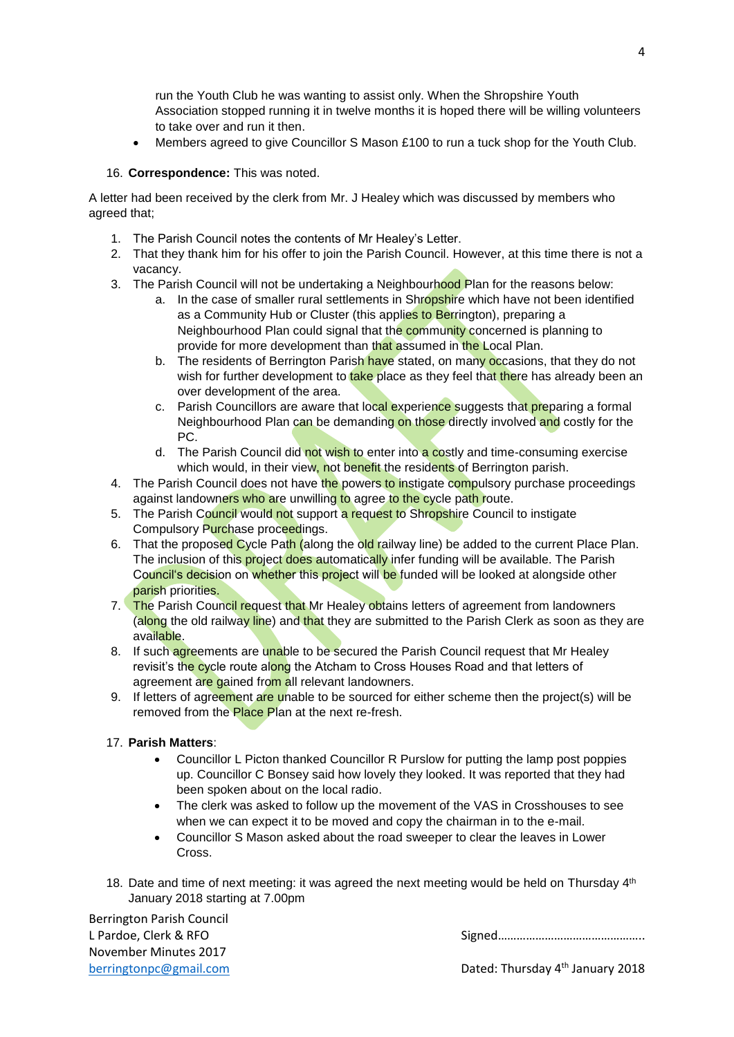run the Youth Club he was wanting to assist only. When the Shropshire Youth Association stopped running it in twelve months it is hoped there will be willing volunteers to take over and run it then.

- Members agreed to give Councillor S Mason £100 to run a tuck shop for the Youth Club.

16. **Correspondence:** This was noted.

A letter had been received by the clerk from Mr. J Healey which was discussed by members who agreed that;

1. The Parish Council notes the contents of Mr Healey's Letter.
2. That they thank him for his offer to join the Parish Council. However, at this time there is not a vacancy.
3. The Parish Council will not be undertaking a Neighbourhood Plan for the reasons below:
   a. In the case of smaller rural settlements in Shropshire which have not been identified as a Community Hub or Cluster (this applies to Berrington), preparing a Neighbourhood Plan could signal that the community concerned is planning to provide for more development than that assumed in the Local Plan.
   b. The residents of Berrington Parish have stated, on many occasions, that they do not wish for further development to take place as they feel that there has already been an over development of the area.
   c. Parish Councillors are aware that local experience suggests that preparing a formal Neighbourhood Plan can be demanding on those directly involved and costly for the PC.
   d. The Parish Council did not wish to enter into a costly and time-consuming exercise which would, in their view, not benefit the residents of Berrington parish.
4. The Parish Council does not have the powers to instigate compulsory purchase proceedings against landowners who are unwilling to agree to the cycle path route.
5. The Parish Council would not support a request to Shropshire Council to instigate Compulsory Purchase proceedings.
6. That the proposed Cycle Path (along the old railway line) be added to the current Place Plan. The inclusion of this project does automatically infer funding will be available. The Parish Council's decision on whether this project will be funded will be looked at alongside other parish priorities.
7. The Parish Council request that Mr Healey obtains letters of agreement from landowners (along the old railway line) and that they are submitted to the Parish Clerk as soon as they are available.
8. If such agreements are unable to be secured the Parish Council request that Mr Healey revisit's the cycle route along the Atcham to Cross Houses Road and that letters of agreement are gained from all relevant landowners.
9. If letters of agreement are unable to be sourced for either scheme then the project(s) will be removed from the Place Plan at the next re-fresh.

17. **Parish Matters**:
   - Councillor L Picton thanked Councillor R Purslow for putting the lamp post poppies up. Councillor C Bonsey said how lovely they looked. It was reported that they had been spoken about on the local radio.
   - The clerk was asked to follow up the movement of the VAS in Crosshouses to see when we can expect it to be moved and copy the chairman in to the e-mail.
   - Councillor S Mason asked about the road sweeper to clear the leaves in Lower Cross.

18. Date and time of next meeting: it was agreed the next meeting would be held on Thursday 4th January 2018 starting at 7.00pm

Berrington Parish Council
L Pardoe, Clerk & RFO
November Minutes 2017
berringtonpc@gmail.com

Signed……………………………………….

Dated: Thursday 4th January 2018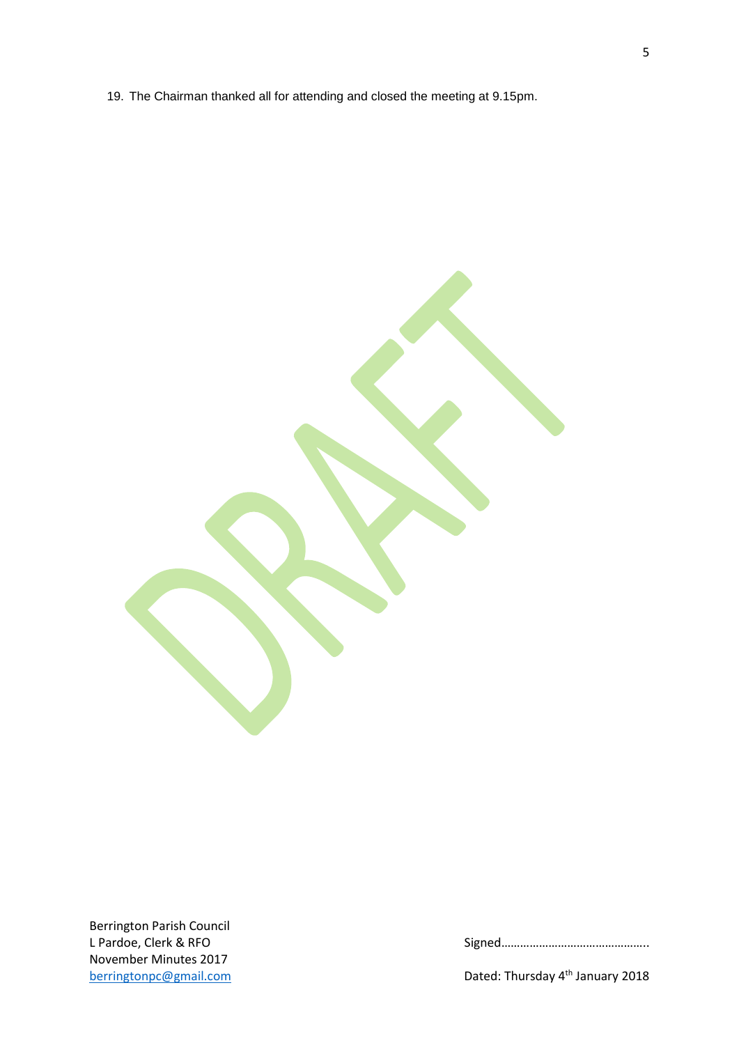19. The Chairman thanked all for attending and closed the meeting at 9.15pm.

Berrington Parish Council
L Pardoe, Clerk & RFO
November Minutes 2017
berringtonpc@gmail.com

Signed………………………………………..

Dated: Thursday 4th January 2018